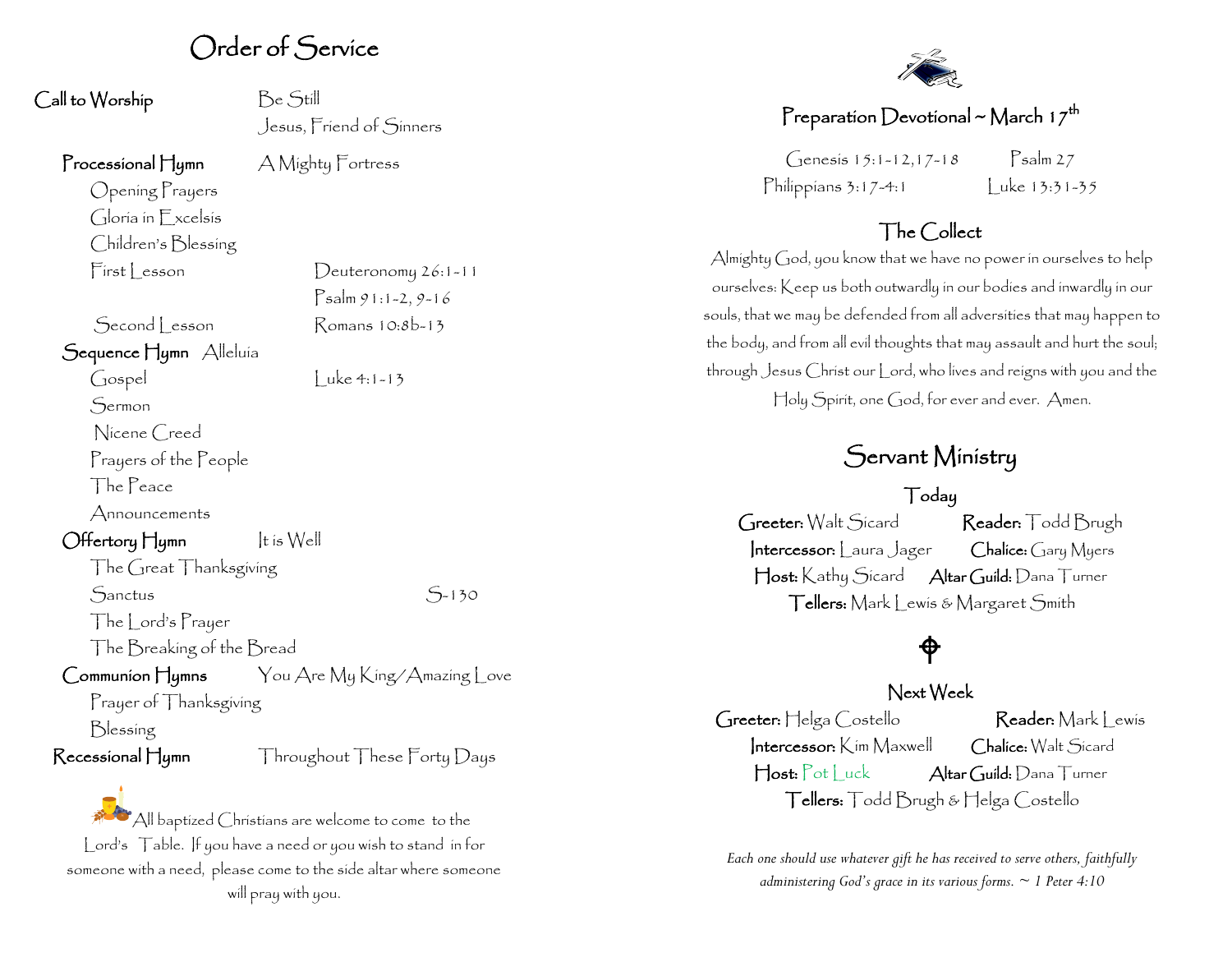# Order of Service

**Call to Worship** — Be Still
Jesus, Friend of Sinners

**Processional Hymn** — A Mighty Fortress

Opening Prayers

Gloria in Excelsis

Children's Blessing

First Lesson — Deuteronomy 26:1-11
Psalm 91:1-2, 9-16

Second Lesson — Romans 10:8b-13

**Sequence Hymn** — Alleluia

Gospel — Luke 4:1-13

Sermon

Nicene Creed

Prayers of the People

The Peace

Announcements

**Offertory Hymn** — It is Well

The Great Thanksgiving

Sanctus — S-130

The Lord's Prayer

The Breaking of the Bread

**Communion Hymns** — You Are My King/Amazing Love

Prayer of Thanksgiving

Blessing

**Recessional Hymn** — Throughout These Forty Days

All baptized Christians are welcome to come to the Lord's Table. If you have a need or you wish to stand in for someone with a need, please come to the side altar where someone will pray with you.

## Preparation Devotional ~ March 17th

Genesis 15:1-12,17-18 — Psalm 27
Philippians 3:17-4:1 — Luke 13:31-35

## The Collect

Almighty God, you know that we have no power in ourselves to help ourselves: Keep us both outwardly in our bodies and inwardly in our souls, that we may be defended from all adversities that may happen to the body, and from all evil thoughts that may assault and hurt the soul; through Jesus Christ our Lord, who lives and reigns with you and the Holy Spirit, one God, for ever and ever. Amen.

## Servant Ministry

### Today

**Greeter:** Walt Sicard — **Reader:** Todd Brugh
**Intercessor:** Laura Jager — **Chalice:** Gary Myers
**Host:** Kathy Sicard — **Altar Guild:** Dana Turner
**Tellers:** Mark Lewis & Margaret Smith

### Next Week

**Greeter:** Helga Costello — **Reader:** Mark Lewis
**Intercessor:** Kim Maxwell — **Chalice:** Walt Sicard
**Host:** Pot Luck — **Altar Guild:** Dana Turner
**Tellers:** Todd Brugh & Helga Costello

*Each one should use whatever gift he has received to serve others, faithfully administering God's grace in its various forms. ~ 1 Peter 4:10*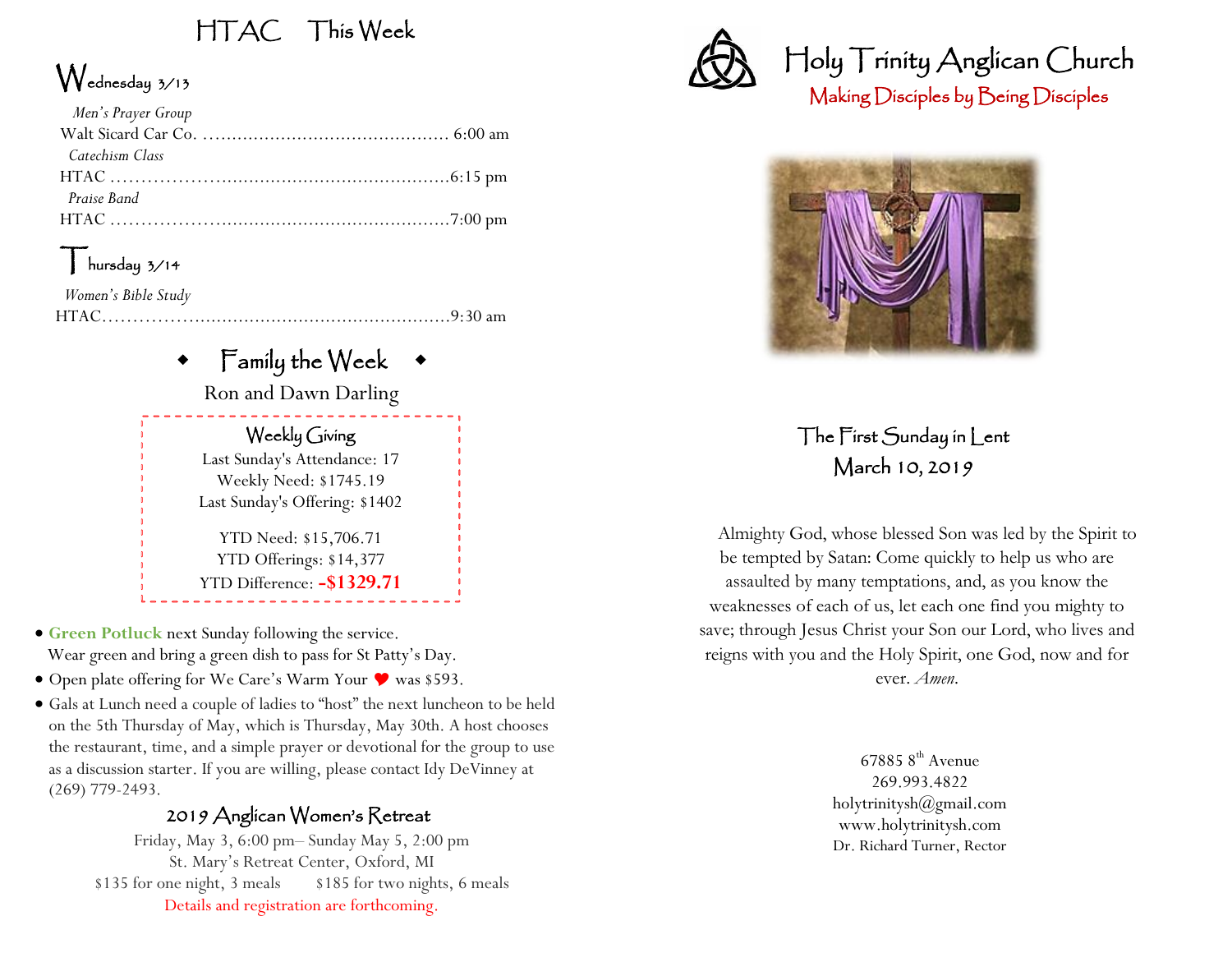# HTAC This Week

## Wednesday 3/13

*Men's Prayer Group*
Walt Sicard Car Co. ............................................ 6:00 am

*Catechism Class*
HTAC ........................................................... 6:15 pm

*Praise Band*
HTAC ........................................................... 7:00 pm

## Thursday 3/14

*Women's Bible Study*
HTAC............................................................. 9:30 am

## ◆ Family the Week ◆

Ron and Dawn Darling

### Weekly Giving

Last Sunday's Attendance: 17
Weekly Need: $1745.19
Last Sunday's Offering: $1402

YTD Need: $15,706.71
YTD Offerings: $14,377
YTD Difference: **-$1329.71**

- **Green Potluck** next Sunday following the service. Wear green and bring a green dish to pass for St Patty's Day.
- Open plate offering for We Care's Warm Your ❤ was $593.
- Gals at Lunch need a couple of ladies to "host" the next luncheon to be held on the 5th Thursday of May, which is Thursday, May 30th. A host chooses the restaurant, time, and a simple prayer or devotional for the group to use as a discussion starter. If you are willing, please contact Idy DeVinney at (269) 779-2493.

### 2019 Anglican Women's Retreat

Friday, May 3, 6:00 pm– Sunday May 5, 2:00 pm
St. Mary's Retreat Center, Oxford, MI
$135 for one night, 3 meals $185 for two nights, 6 meals
Details and registration are forthcoming.

# Holy Trinity Anglican Church

Making Disciples by Being Disciples

## The First Sunday in Lent
## March 10, 2019

Almighty God, whose blessed Son was led by the Spirit to be tempted by Satan: Come quickly to help us who are assaulted by many temptations, and, as you know the weaknesses of each of us, let each one find you mighty to save; through Jesus Christ your Son our Lord, who lives and reigns with you and the Holy Spirit, one God, now and for ever. *Amen.*

67885 8th Avenue
269.993.4822
holytrinitysh@gmail.com
www.holytrinitysh.com
Dr. Richard Turner, Rector